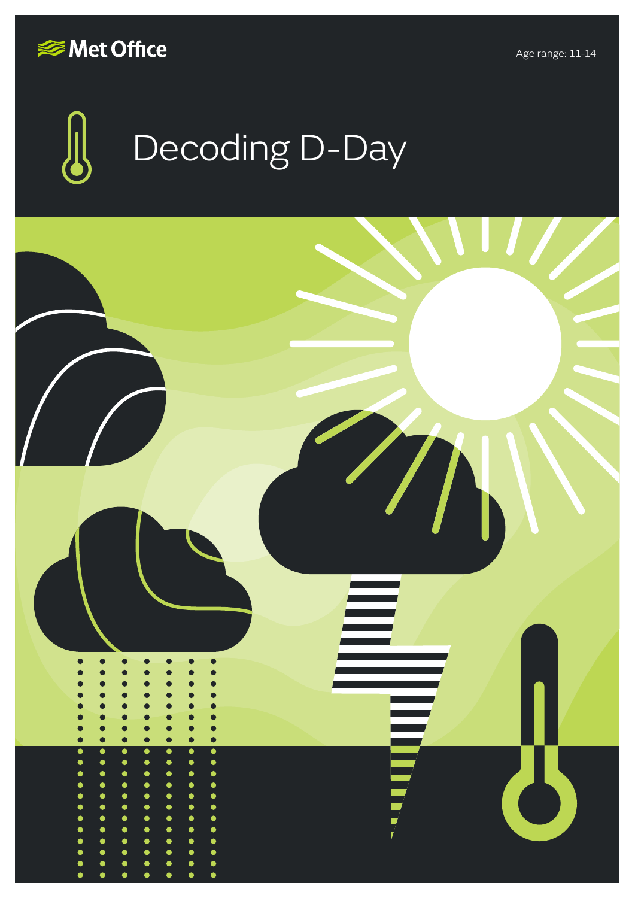Met Office

Age range: 11-14

# Decoding D-Day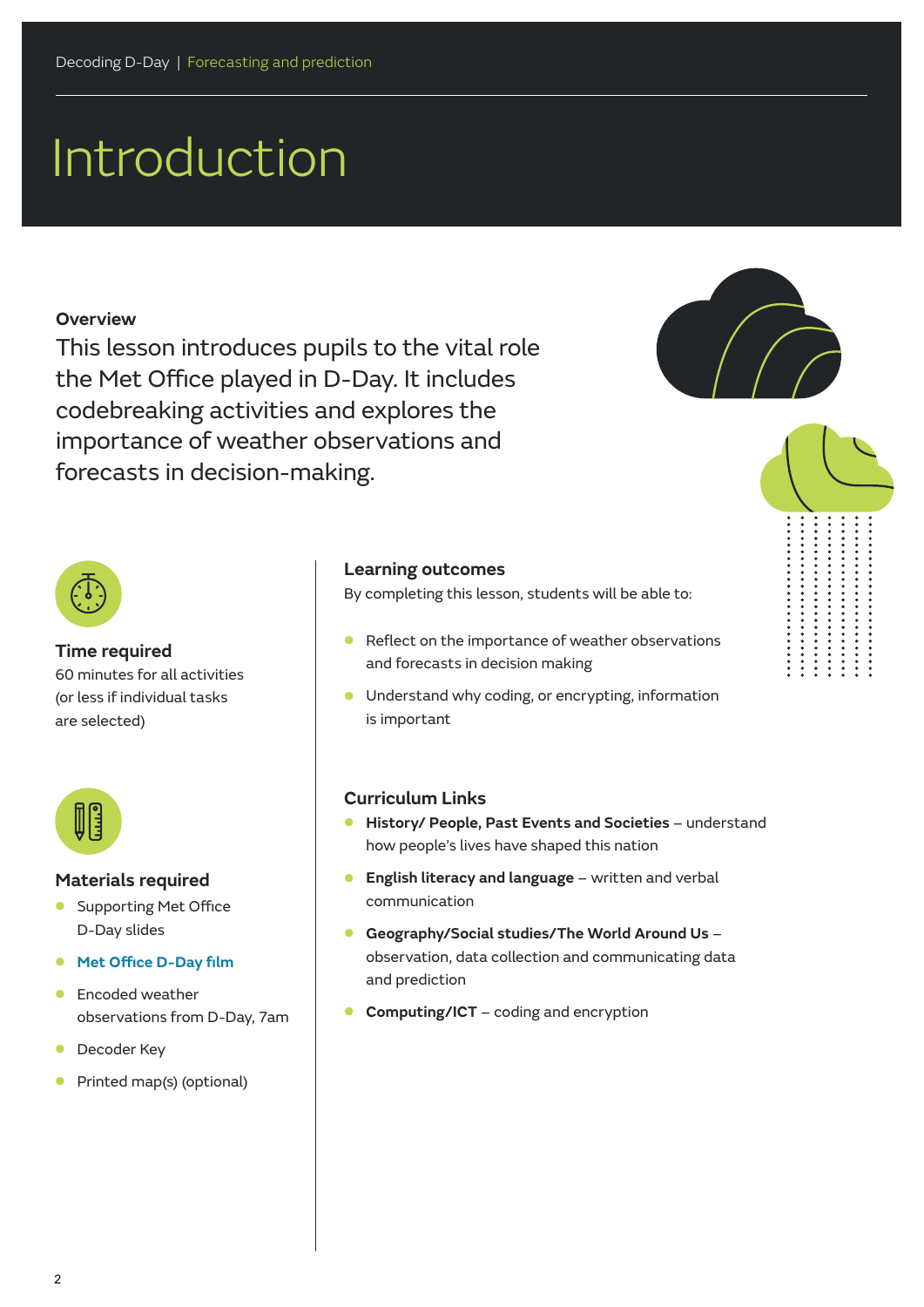# Introduction

**Overview**

This lesson introduces pupils to the vital role the Met Office played in D-Day. It includes codebreaking activities and explores the importance of weather observations and forecasts in decision-making.

### Time required

60 minutes for all activities (or less if individual tasks are selected)

### Materials required

- Supporting Met Office D-Day slides
- **Met Office D-Day film**
- Encoded weather observations from D-Day, 7am
- Decoder Key
- Printed map(s) (optional)

### Learning outcomes

By completing this lesson, students will be able to:

- Reflect on the importance of weather observations and forecasts in decision making
- Understand why coding, or encrypting, information is important

### Curriculum Links

- **History/ People, Past Events and Societies** – understand how people's lives have shaped this nation
- **English literacy and language** – written and verbal communication
- **Geography/Social studies/The World Around Us** – observation, data collection and communicating data and prediction
- **Computing/ICT** – coding and encryption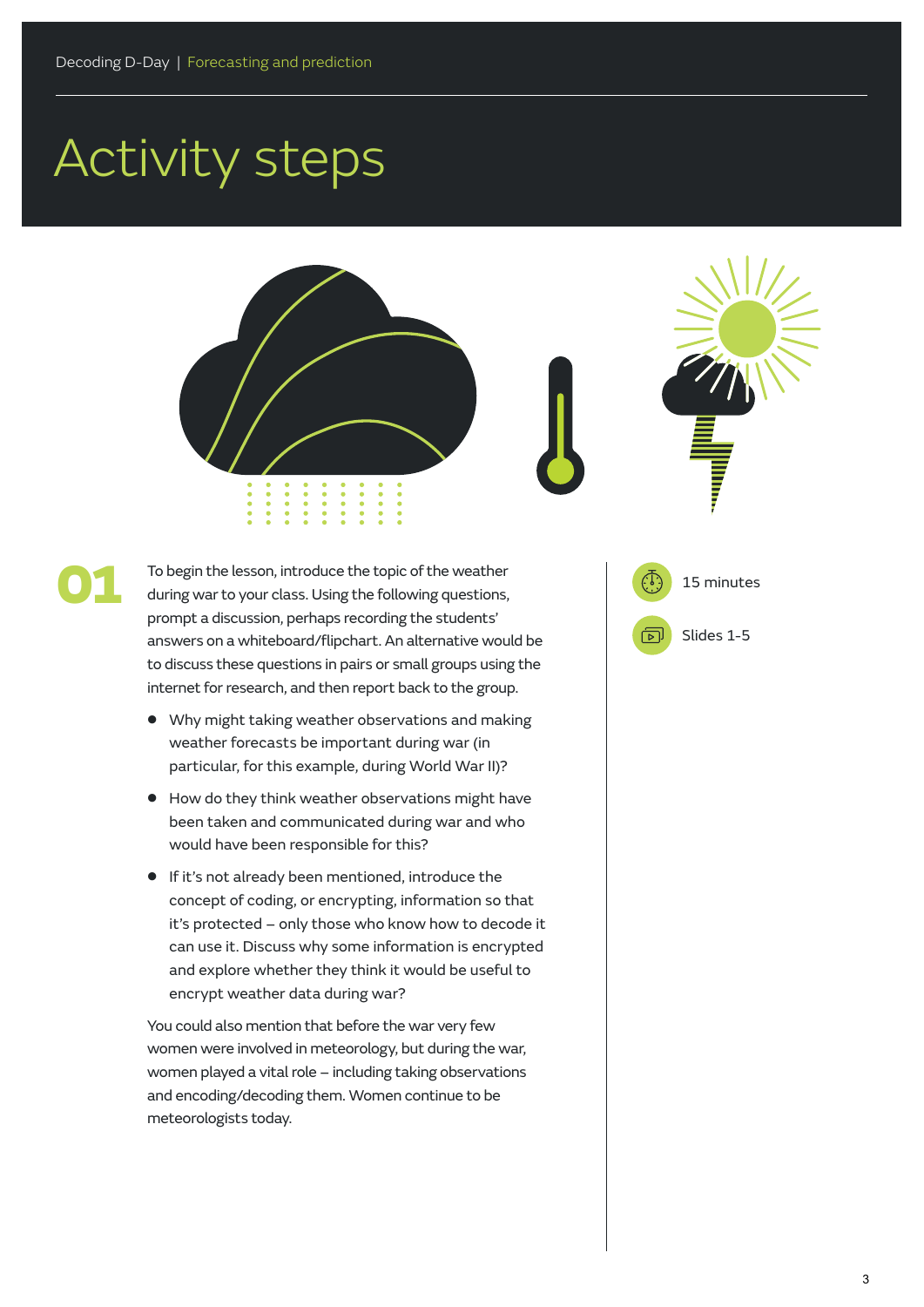# Activity steps

## 01

To begin the lesson, introduce the topic of the weather during war to your class. Using the following questions, prompt a discussion, perhaps recording the students' answers on a whiteboard/flipchart. An alternative would be to discuss these questions in pairs or small groups using the internet for research, and then report back to the group.

- Why might taking weather observations and making weather forecasts be important during war (in particular, for this example, during World War II)?
- How do they think weather observations might have been taken and communicated during war and who would have been responsible for this?
- If it's not already been mentioned, introduce the concept of coding, or encrypting, information so that it's protected – only those who know how to decode it can use it. Discuss why some information is encrypted and explore whether they think it would be useful to encrypt weather data during war?

You could also mention that before the war very few women were involved in meteorology, but during the war, women played a vital role – including taking observations and encoding/decoding them. Women continue to be meteorologists today.

15 minutes

Slides 1-5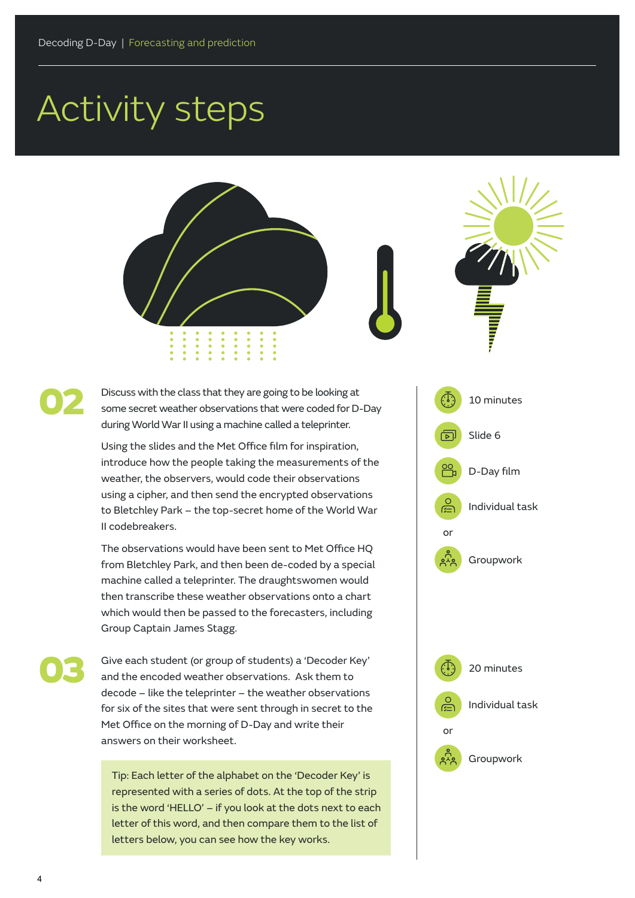# Activity steps

**02**

Discuss with the class that they are going to be looking at some secret weather observations that were coded for D-Day during World War II using a machine called a teleprinter.

Using the slides and the Met Office film for inspiration, introduce how the people taking the measurements of the weather, the observers, would code their observations using a cipher, and then send the encrypted observations to Bletchley Park – the top-secret home of the World War II codebreakers.

The observations would have been sent to Met Office HQ from Bletchley Park, and then been de-coded by a special machine called a teleprinter. The draughtswomen would then transcribe these weather observations onto a chart which would then be passed to the forecasters, including Group Captain James Stagg.

- 10 minutes
- Slide 6
- D-Day film
- Individual task

or

- Groupwork

**03**

Give each student (or group of students) a 'Decoder Key' and the encoded weather observations. Ask them to decode – like the teleprinter – the weather observations for six of the sites that were sent through in secret to the Met Office on the morning of D-Day and write their answers on their worksheet.

> Tip: Each letter of the alphabet on the 'Decoder Key' is represented with a series of dots. At the top of the strip is the word 'HELLO' – if you look at the dots next to each letter of this word, and then compare them to the list of letters below, you can see how the key works.

- 20 minutes
- Individual task

or

- Groupwork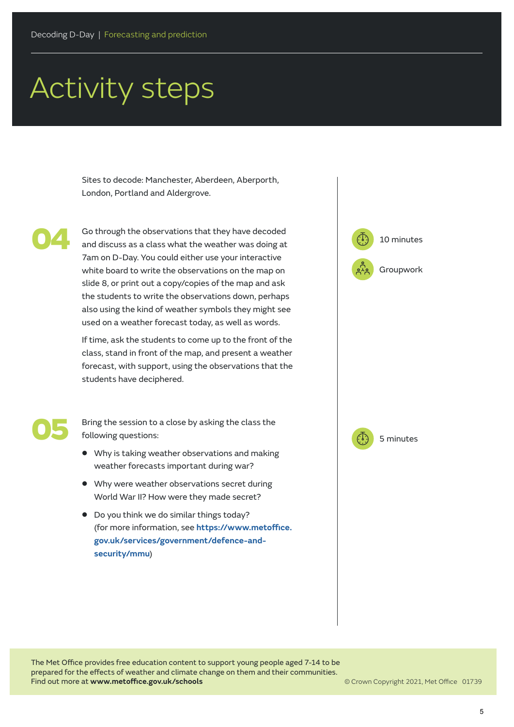# Activity steps

Sites to decode: Manchester, Aberdeen, Aberporth, London, Portland and Aldergrove.

**04**

Go through the observations that they have decoded and discuss as a class what the weather was doing at 7am on D-Day. You could either use your interactive white board to write the observations on the map on slide 8, or print out a copy/copies of the map and ask the students to write the observations down, perhaps also using the kind of weather symbols they might see used on a weather forecast today, as well as words.

If time, ask the students to come up to the front of the class, stand in front of the map, and present a weather forecast, with support, using the observations that the students have deciphered.

10 minutes

Groupwork

**05**

Bring the session to a close by asking the class the following questions:

- Why is taking weather observations and making weather forecasts important during war?
- Why were weather observations secret during World War II? How were they made secret?
- Do you think we do similar things today? (for more information, see **https://www.metoffice.gov.uk/services/government/defence-and-security/mmu**)

5 minutes

The Met Office provides free education content to support young people aged 7-14 to be prepared for the effects of weather and climate change on them and their communities. Find out more at **www.metoffice.gov.uk/schools**

© Crown Copyright 2021, Met Office 01739